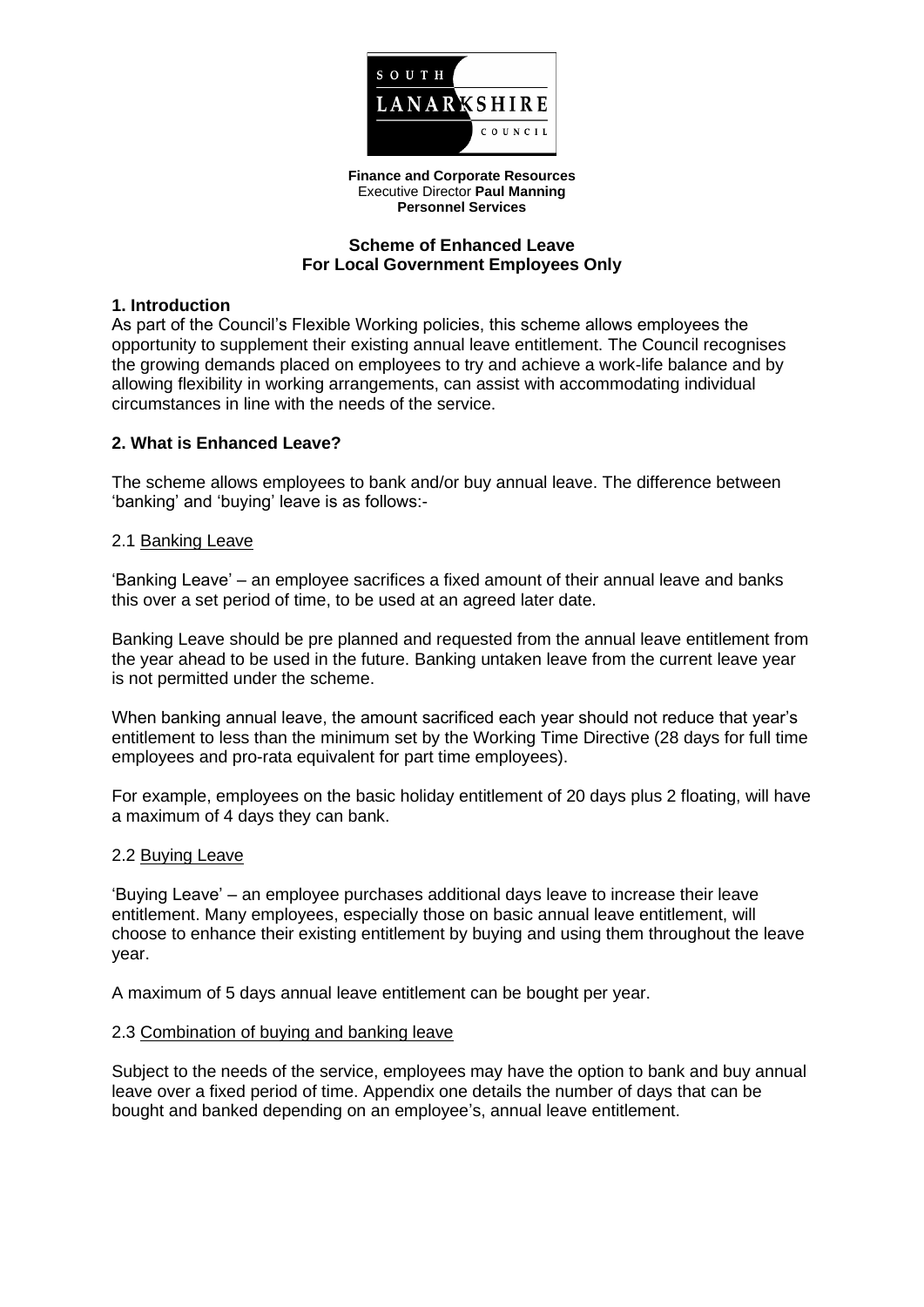**Finance and Corporate Resources**
Executive Director **Paul Manning**
**Personnel Services**

## Scheme of Enhanced Leave For Local Government Employees Only

### 1. Introduction

As part of the Council's Flexible Working policies, this scheme allows employees the opportunity to supplement their existing annual leave entitlement. The Council recognises the growing demands placed on employees to try and achieve a work-life balance and by allowing flexibility in working arrangements, can assist with accommodating individual circumstances in line with the needs of the service.

### 2. What is Enhanced Leave?

The scheme allows employees to bank and/or buy annual leave. The difference between 'banking' and 'buying' leave is as follows:-

#### 2.1 Banking Leave

'Banking Leave' – an employee sacrifices a fixed amount of their annual leave and banks this over a set period of time, to be used at an agreed later date.

Banking Leave should be pre planned and requested from the annual leave entitlement from the year ahead to be used in the future. Banking untaken leave from the current leave year is not permitted under the scheme.

When banking annual leave, the amount sacrificed each year should not reduce that year's entitlement to less than the minimum set by the Working Time Directive (28 days for full time employees and pro-rata equivalent for part time employees).

For example, employees on the basic holiday entitlement of 20 days plus 2 floating, will have a maximum of 4 days they can bank.

#### 2.2 Buying Leave

'Buying Leave' – an employee purchases additional days leave to increase their leave entitlement. Many employees, especially those on basic annual leave entitlement, will choose to enhance their existing entitlement by buying and using them throughout the leave year.

A maximum of 5 days annual leave entitlement can be bought per year.

#### 2.3 Combination of buying and banking leave

Subject to the needs of the service, employees may have the option to bank and buy annual leave over a fixed period of time. Appendix one details the number of days that can be bought and banked depending on an employee's, annual leave entitlement.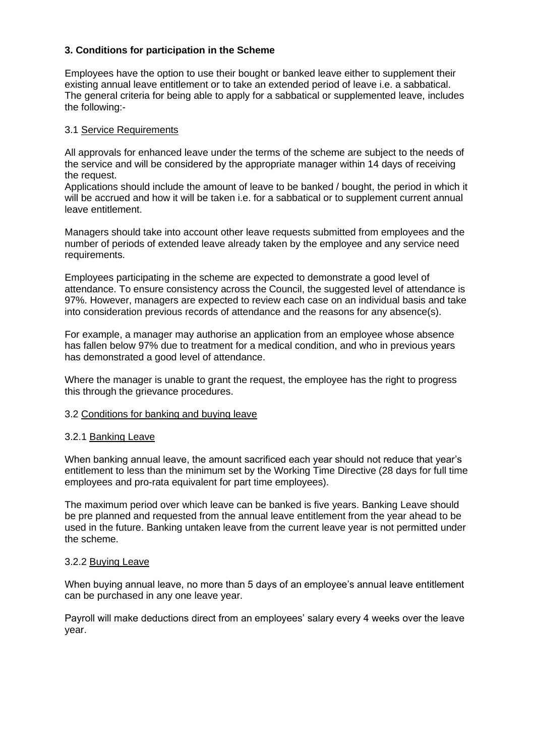## 3. Conditions for participation in the Scheme

Employees have the option to use their bought or banked leave either to supplement their existing annual leave entitlement or to take an extended period of leave i.e. a sabbatical. The general criteria for being able to apply for a sabbatical or supplemented leave, includes the following:-

### 3.1 Service Requirements

All approvals for enhanced leave under the terms of the scheme are subject to the needs of the service and will be considered by the appropriate manager within 14 days of receiving the request.

Applications should include the amount of leave to be banked / bought, the period in which it will be accrued and how it will be taken i.e. for a sabbatical or to supplement current annual leave entitlement.

Managers should take into account other leave requests submitted from employees and the number of periods of extended leave already taken by the employee and any service need requirements.

Employees participating in the scheme are expected to demonstrate a good level of attendance. To ensure consistency across the Council, the suggested level of attendance is 97%. However, managers are expected to review each case on an individual basis and take into consideration previous records of attendance and the reasons for any absence(s).

For example, a manager may authorise an application from an employee whose absence has fallen below 97% due to treatment for a medical condition, and who in previous years has demonstrated a good level of attendance.

Where the manager is unable to grant the request, the employee has the right to progress this through the grievance procedures.

### 3.2 Conditions for banking and buying leave

#### 3.2.1 Banking Leave

When banking annual leave, the amount sacrificed each year should not reduce that year's entitlement to less than the minimum set by the Working Time Directive (28 days for full time employees and pro-rata equivalent for part time employees).

The maximum period over which leave can be banked is five years. Banking Leave should be pre planned and requested from the annual leave entitlement from the year ahead to be used in the future. Banking untaken leave from the current leave year is not permitted under the scheme.

#### 3.2.2 Buying Leave

When buying annual leave, no more than 5 days of an employee's annual leave entitlement can be purchased in any one leave year.

Payroll will make deductions direct from an employees' salary every 4 weeks over the leave year.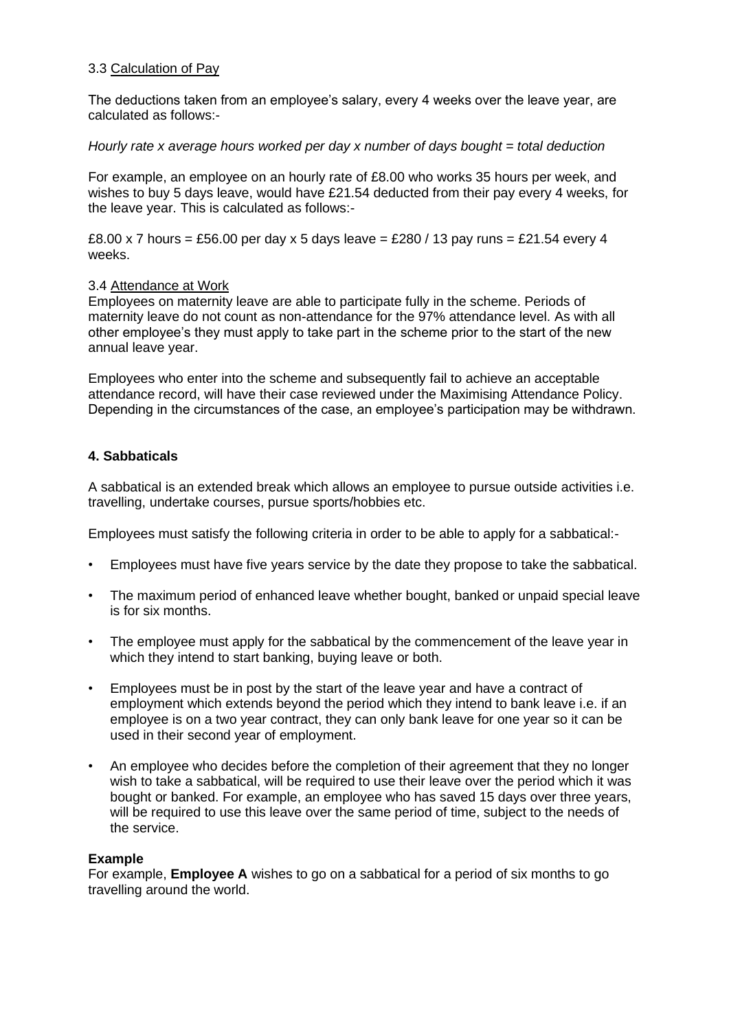### 3.3 Calculation of Pay

The deductions taken from an employee's salary, every 4 weeks over the leave year, are calculated as follows:-

*Hourly rate x average hours worked per day x number of days bought = total deduction*

For example, an employee on an hourly rate of £8.00 who works 35 hours per week, and wishes to buy 5 days leave, would have £21.54 deducted from their pay every 4 weeks, for the leave year. This is calculated as follows:-

£8.00 x 7 hours = £56.00 per day x 5 days leave = £280 / 13 pay runs = £21.54 every 4 weeks.

### 3.4 Attendance at Work

Employees on maternity leave are able to participate fully in the scheme. Periods of maternity leave do not count as non-attendance for the 97% attendance level. As with all other employee's they must apply to take part in the scheme prior to the start of the new annual leave year.

Employees who enter into the scheme and subsequently fail to achieve an acceptable attendance record, will have their case reviewed under the Maximising Attendance Policy. Depending in the circumstances of the case, an employee's participation may be withdrawn.

## 4. Sabbaticals

A sabbatical is an extended break which allows an employee to pursue outside activities i.e. travelling, undertake courses, pursue sports/hobbies etc.

Employees must satisfy the following criteria in order to be able to apply for a sabbatical:-

- Employees must have five years service by the date they propose to take the sabbatical.
- The maximum period of enhanced leave whether bought, banked or unpaid special leave is for six months.
- The employee must apply for the sabbatical by the commencement of the leave year in which they intend to start banking, buying leave or both.
- Employees must be in post by the start of the leave year and have a contract of employment which extends beyond the period which they intend to bank leave i.e. if an employee is on a two year contract, they can only bank leave for one year so it can be used in their second year of employment.
- An employee who decides before the completion of their agreement that they no longer wish to take a sabbatical, will be required to use their leave over the period which it was bought or banked. For example, an employee who has saved 15 days over three years, will be required to use this leave over the same period of time, subject to the needs of the service.

**Example**

For example, **Employee A** wishes to go on a sabbatical for a period of six months to go travelling around the world.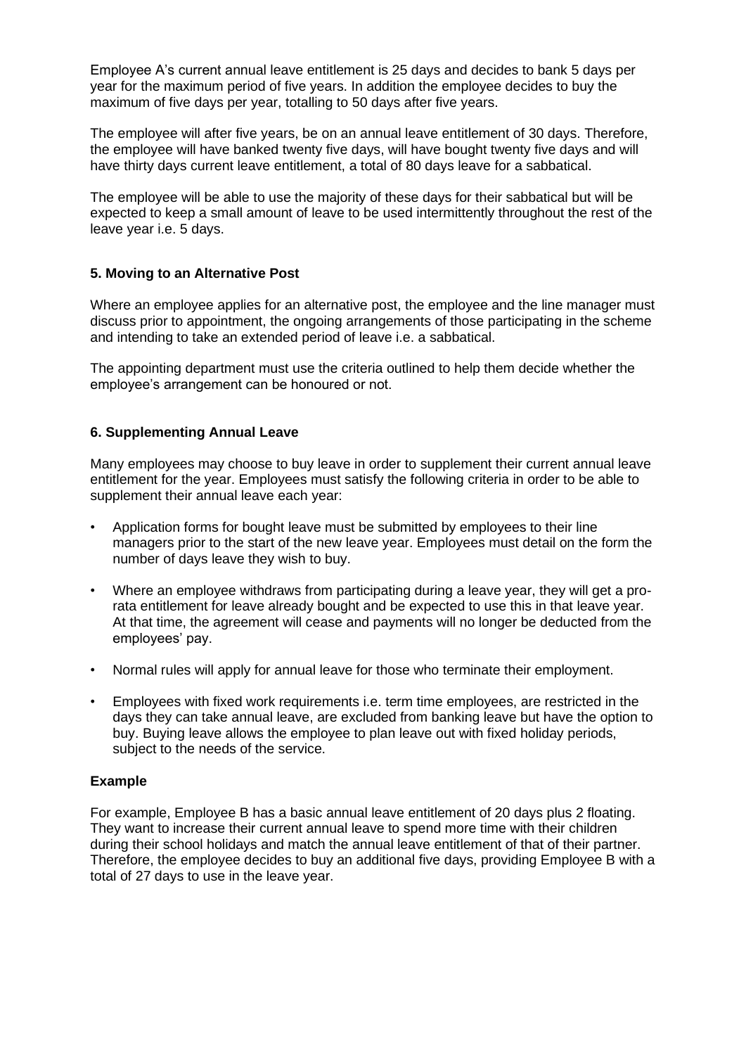Employee A's current annual leave entitlement is 25 days and decides to bank 5 days per year for the maximum period of five years. In addition the employee decides to buy the maximum of five days per year, totalling to 50 days after five years.

The employee will after five years, be on an annual leave entitlement of 30 days. Therefore, the employee will have banked twenty five days, will have bought twenty five days and will have thirty days current leave entitlement, a total of 80 days leave for a sabbatical.

The employee will be able to use the majority of these days for their sabbatical but will be expected to keep a small amount of leave to be used intermittently throughout the rest of the leave year i.e. 5 days.

## 5. Moving to an Alternative Post

Where an employee applies for an alternative post, the employee and the line manager must discuss prior to appointment, the ongoing arrangements of those participating in the scheme and intending to take an extended period of leave i.e. a sabbatical.

The appointing department must use the criteria outlined to help them decide whether the employee's arrangement can be honoured or not.

## 6. Supplementing Annual Leave

Many employees may choose to buy leave in order to supplement their current annual leave entitlement for the year. Employees must satisfy the following criteria in order to be able to supplement their annual leave each year:

- Application forms for bought leave must be submitted by employees to their line managers prior to the start of the new leave year. Employees must detail on the form the number of days leave they wish to buy.
- Where an employee withdraws from participating during a leave year, they will get a pro-rata entitlement for leave already bought and be expected to use this in that leave year. At that time, the agreement will cease and payments will no longer be deducted from the employees' pay.
- Normal rules will apply for annual leave for those who terminate their employment.
- Employees with fixed work requirements i.e. term time employees, are restricted in the days they can take annual leave, are excluded from banking leave but have the option to buy. Buying leave allows the employee to plan leave out with fixed holiday periods, subject to the needs of the service.

### Example

For example, Employee B has a basic annual leave entitlement of 20 days plus 2 floating. They want to increase their current annual leave to spend more time with their children during their school holidays and match the annual leave entitlement of that of their partner. Therefore, the employee decides to buy an additional five days, providing Employee B with a total of 27 days to use in the leave year.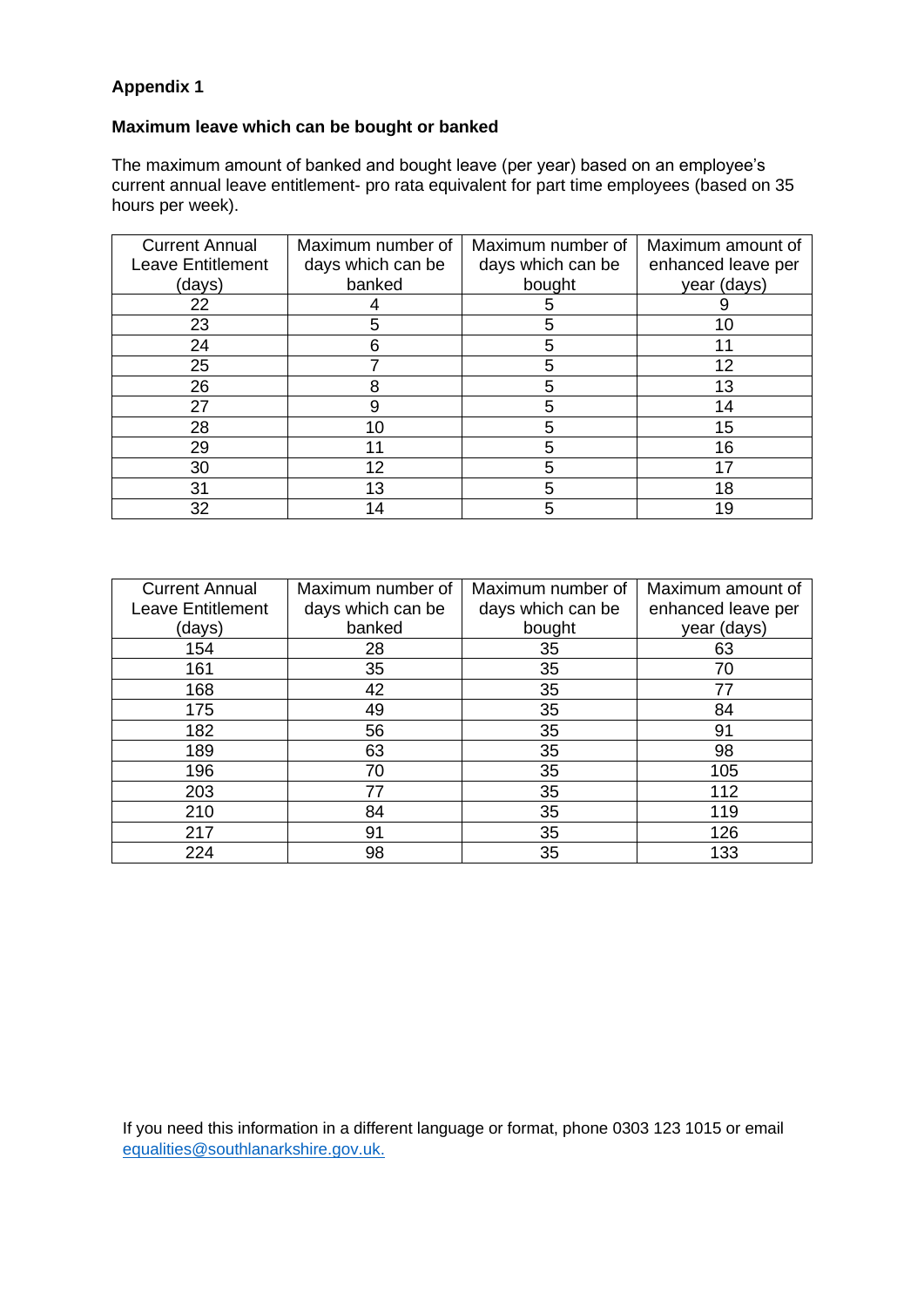**Appendix 1**

**Maximum leave which can be bought or banked**

The maximum amount of banked and bought leave (per year) based on an employee's current annual leave entitlement- pro rata equivalent for part time employees (based on 35 hours per week).

| Current Annual Leave Entitlement (days) | Maximum number of days which can be banked | Maximum number of days which can be bought | Maximum amount of enhanced leave per year (days) |
|---|---|---|---|
| 22 | 4 | 5 | 9 |
| 23 | 5 | 5 | 10 |
| 24 | 6 | 5 | 11 |
| 25 | 7 | 5 | 12 |
| 26 | 8 | 5 | 13 |
| 27 | 9 | 5 | 14 |
| 28 | 10 | 5 | 15 |
| 29 | 11 | 5 | 16 |
| 30 | 12 | 5 | 17 |
| 31 | 13 | 5 | 18 |
| 32 | 14 | 5 | 19 |

| Current Annual Leave Entitlement (days) | Maximum number of days which can be banked | Maximum number of days which can be bought | Maximum amount of enhanced leave per year (days) |
|---|---|---|---|
| 154 | 28 | 35 | 63 |
| 161 | 35 | 35 | 70 |
| 168 | 42 | 35 | 77 |
| 175 | 49 | 35 | 84 |
| 182 | 56 | 35 | 91 |
| 189 | 63 | 35 | 98 |
| 196 | 70 | 35 | 105 |
| 203 | 77 | 35 | 112 |
| 210 | 84 | 35 | 119 |
| 217 | 91 | 35 | 126 |
| 224 | 98 | 35 | 133 |

If you need this information in a different language or format, phone 0303 123 1015 or email equalities@southlanarkshire.gov.uk.